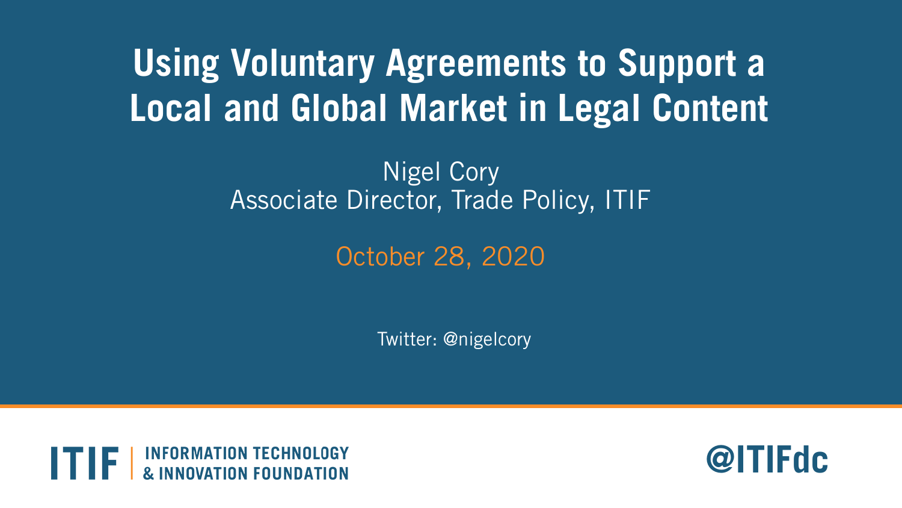# Using Voluntary Agreements to Support a Local and Global Market in Legal Content

Nigel Cory
Associate Director, Trade Policy, ITIF

October 28, 2020

Twitter: @nigelcory

ITIF | INFORMATION TECHNOLOGY & INNOVATION FOUNDATION

@ITIFdc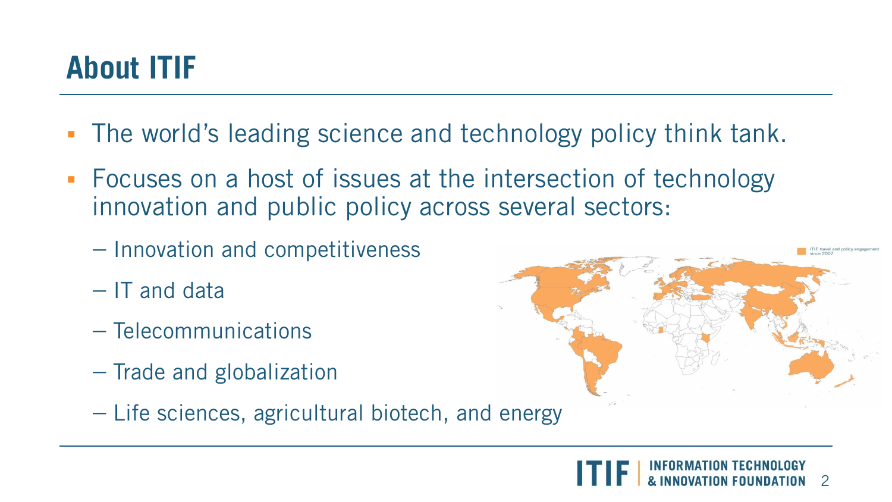# About ITIF

- The world's leading science and technology policy think tank.
- Focuses on a host of issues at the intersection of technology innovation and public policy across several sectors:
  - Innovation and competitiveness
  - IT and data
  - Telecommunications
  - Trade and globalization
  - Life sciences, agricultural biotech, and energy

ITIF travel and policy engagement since 2007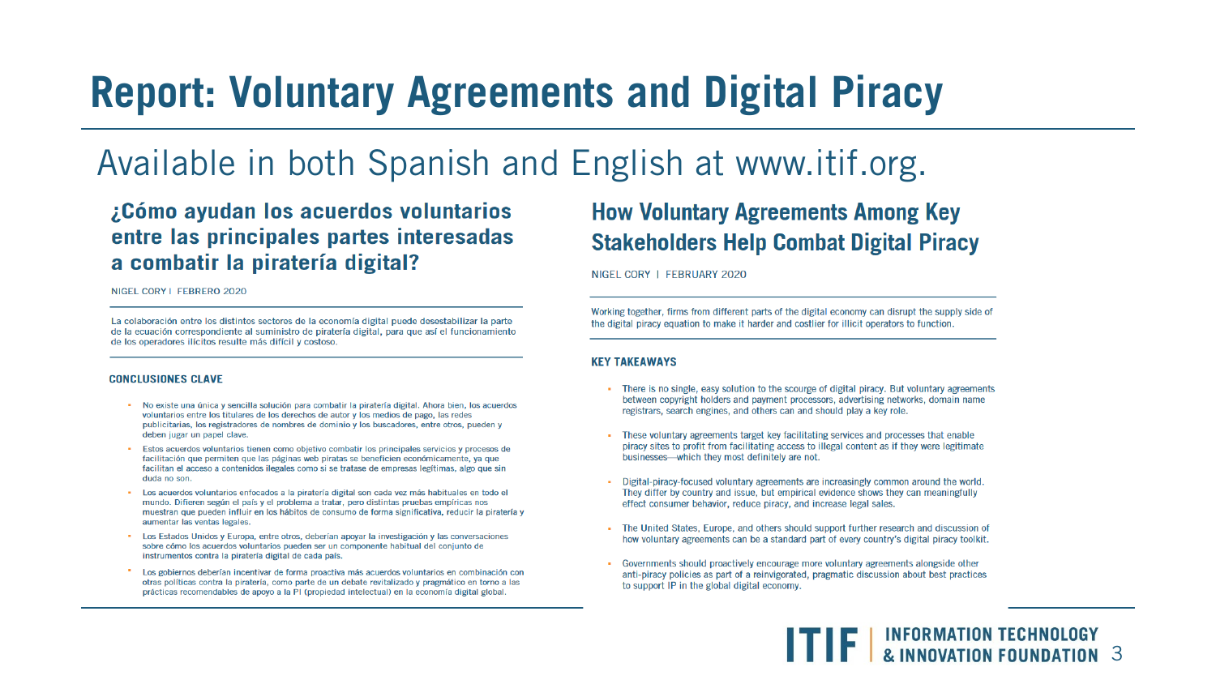# Report: Voluntary Agreements and Digital Piracy

Available in both Spanish and English at www.itif.org.

## ¿Cómo ayudan los acuerdos voluntarios entre las principales partes interesadas a combatir la piratería digital?

NIGEL CORY | FEBRERO 2020

La colaboración entre los distintos sectores de la economía digital puede desestabilizar la parte de la ecuación correspondiente al suministro de piratería digital, para que así el funcionamiento de los operadores ilícitos resulte más difícil y costoso.

### CONCLUSIONES CLAVE

- No existe una única y sencilla solución para combatir la piratería digital. Ahora bien, los acuerdos voluntarios entre los titulares de los derechos de autor y los medios de pago, las redes publicitarias, los registradores de nombres de dominio y los buscadores, entre otros, pueden y deben jugar un papel clave.
- Estos acuerdos voluntarios tienen como objetivo combatir los principales servicios y procesos de facilitación que permiten que las páginas web piratas se beneficien económicamente, ya que facilitan el acceso a contenidos ilegales como si se tratase de empresas legítimas, algo que sin duda no son.
- Los acuerdos voluntarios enfocados a la piratería digital son cada vez más habituales en todo el mundo. Difieren según el país y el problema a tratar, pero distintas pruebas empíricas nos muestran que pueden influir en los hábitos de consumo de forma significativa, reducir la piratería y aumentar las ventas legales.
- Los Estados Unidos y Europa, entre otros, deberían apoyar la investigación y las conversaciones sobre cómo los acuerdos voluntarios pueden ser un componente habitual del conjunto de instrumentos contra la piratería digital de cada país.
- Los gobiernos deberían incentivar de forma proactiva más acuerdos voluntarios en combinación con otras políticas contra la piratería, como parte de un debate revitalizado y pragmático en torno a las prácticas recomendables de apoyo a la PI (propiedad intelectual) en la economía digital global.

## How Voluntary Agreements Among Key Stakeholders Help Combat Digital Piracy

NIGEL CORY | FEBRUARY 2020

Working together, firms from different parts of the digital economy can disrupt the supply side of the digital piracy equation to make it harder and costlier for illicit operators to function.

### KEY TAKEAWAYS

- There is no single, easy solution to the scourge of digital piracy. But voluntary agreements between copyright holders and payment processors, advertising networks, domain name registrars, search engines, and others can and should play a key role.
- These voluntary agreements target key facilitating services and processes that enable piracy sites to profit from facilitating access to illegal content as if they were legitimate businesses—which they most definitely are not.
- Digital-piracy-focused voluntary agreements are increasingly common around the world. They differ by country and issue, but empirical evidence shows they can meaningfully effect consumer behavior, reduce piracy, and increase legal sales.
- The United States, Europe, and others should support further research and discussion of how voluntary agreements can be a standard part of every country's digital piracy toolkit.
- Governments should proactively encourage more voluntary agreements alongside other anti-piracy policies as part of a reinvigorated, pragmatic discussion about best practices to support IP in the global digital economy.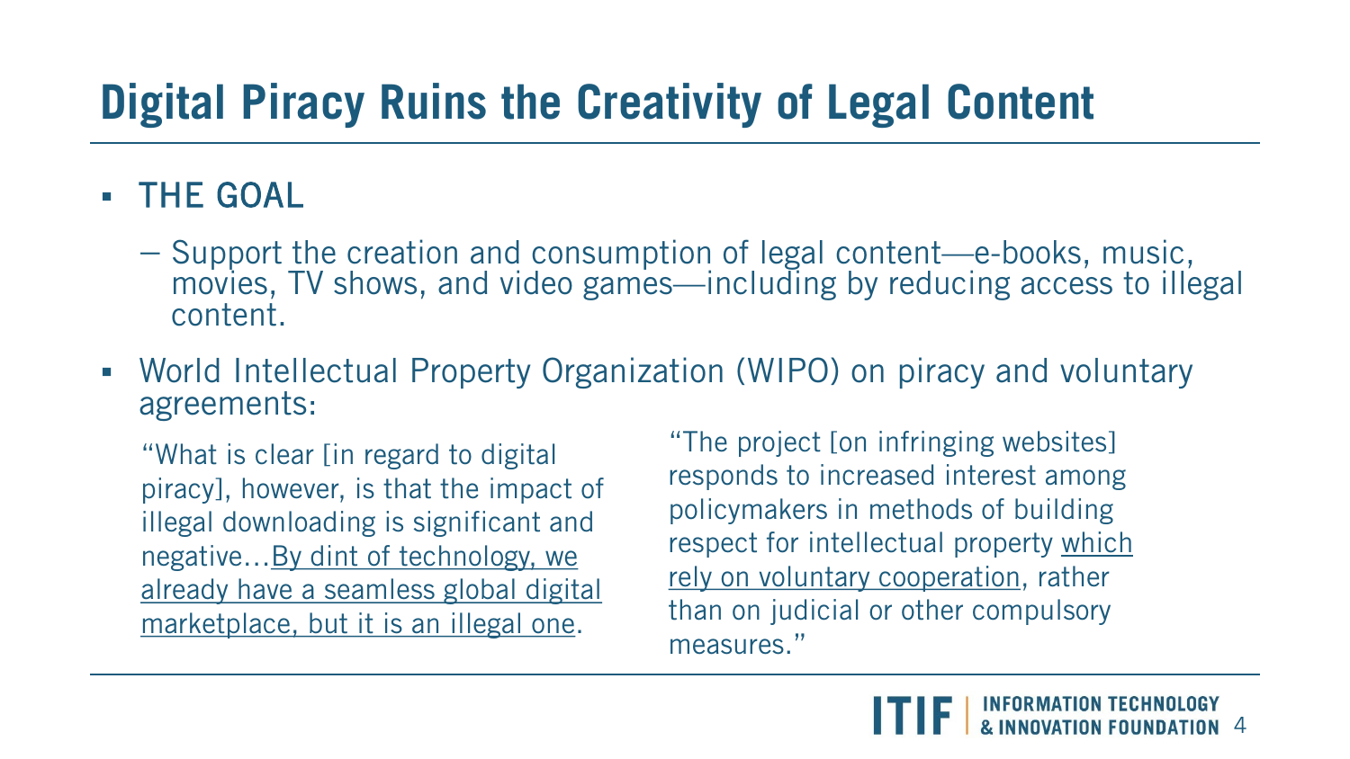# Digital Piracy Ruins the Creativity of Legal Content

- THE GOAL
  - Support the creation and consumption of legal content—e-books, music, movies, TV shows, and video games—including by reducing access to illegal content.
- World Intellectual Property Organization (WIPO) on piracy and voluntary agreements:

"What is clear [in regard to digital piracy], however, is that the impact of illegal downloading is significant and negative…<u>By dint of technology, we already have a seamless global digital marketplace, but it is an illegal one</u>.

"The project [on infringing websites] responds to increased interest among policymakers in methods of building respect for intellectual property <u>which rely on voluntary cooperation</u>, rather than on judicial or other compulsory measures."

ITIF | INFORMATION TECHNOLOGY & INNOVATION FOUNDATION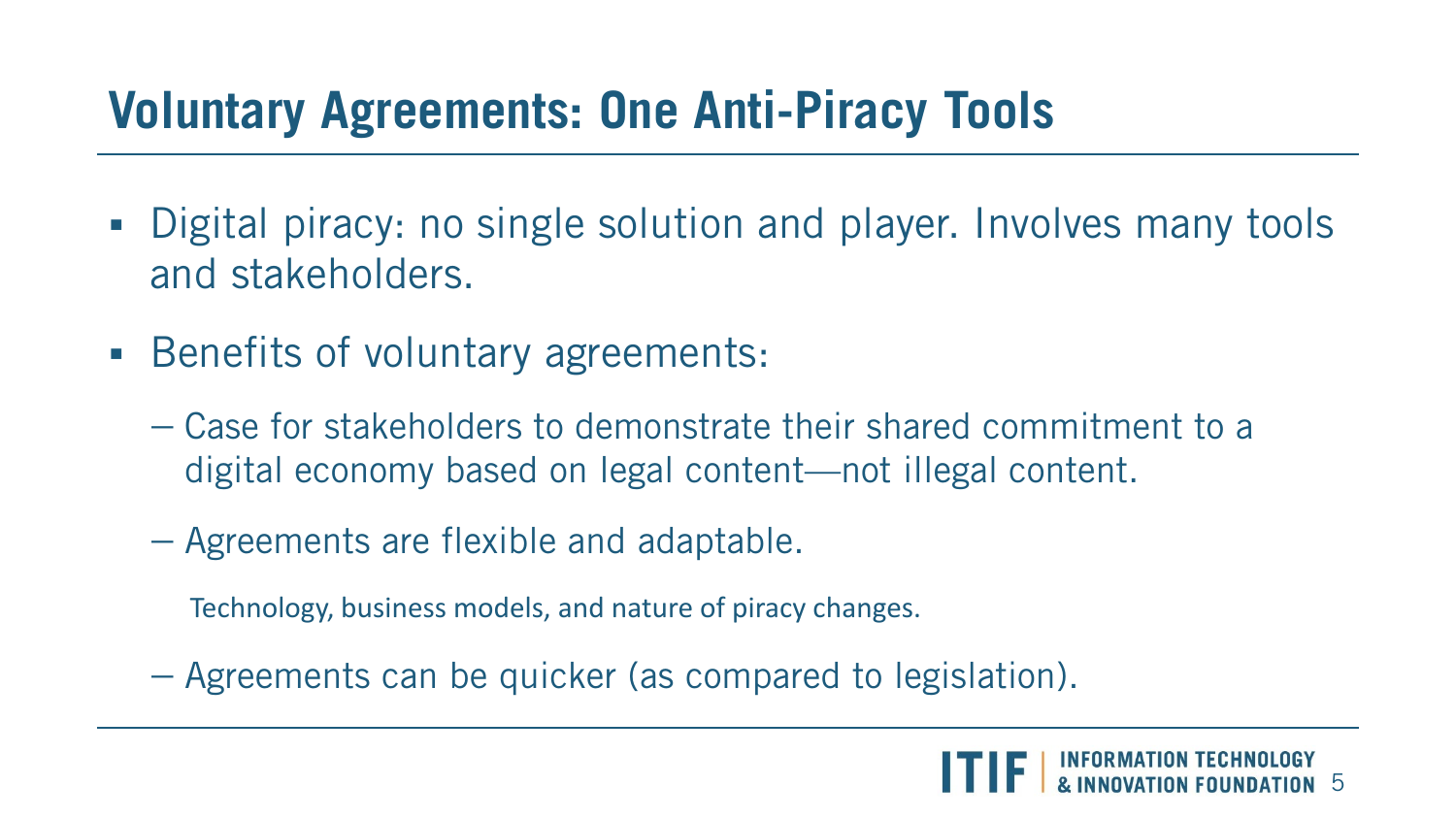# Voluntary Agreements: One Anti-Piracy Tools

- Digital piracy: no single solution and player. Involves many tools and stakeholders.
- Benefits of voluntary agreements:
  - Case for stakeholders to demonstrate their shared commitment to a digital economy based on legal content—not illegal content.
  - Agreements are flexible and adaptable.

    Technology, business models, and nature of piracy changes.

  - Agreements can be quicker (as compared to legislation).

ITIF | INFORMATION TECHNOLOGY & INNOVATION FOUNDATION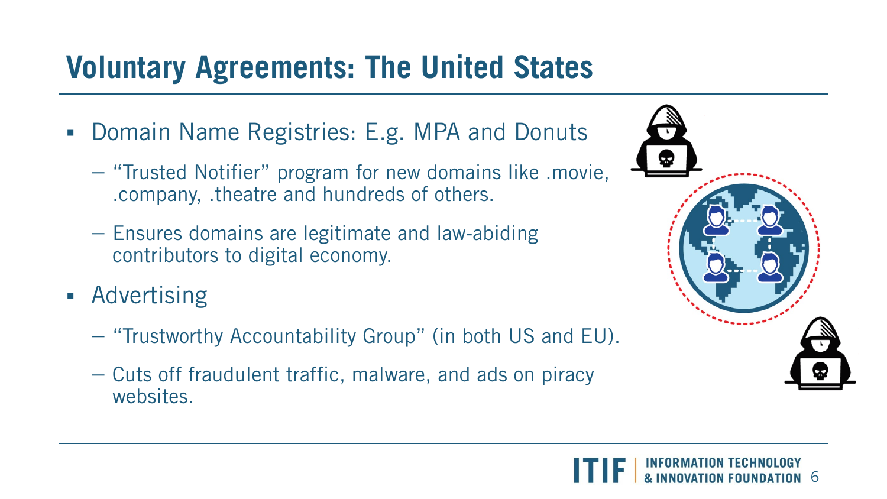# Voluntary Agreements: The United States

- Domain Name Registries: E.g. MPA and Donuts
  - "Trusted Notifier" program for new domains like .movie, .company, .theatre and hundreds of others.
  - Ensures domains are legitimate and law-abiding contributors to digital economy.
- Advertising
  - "Trustworthy Accountability Group" (in both US and EU).
  - Cuts off fraudulent traffic, malware, and ads on piracy websites.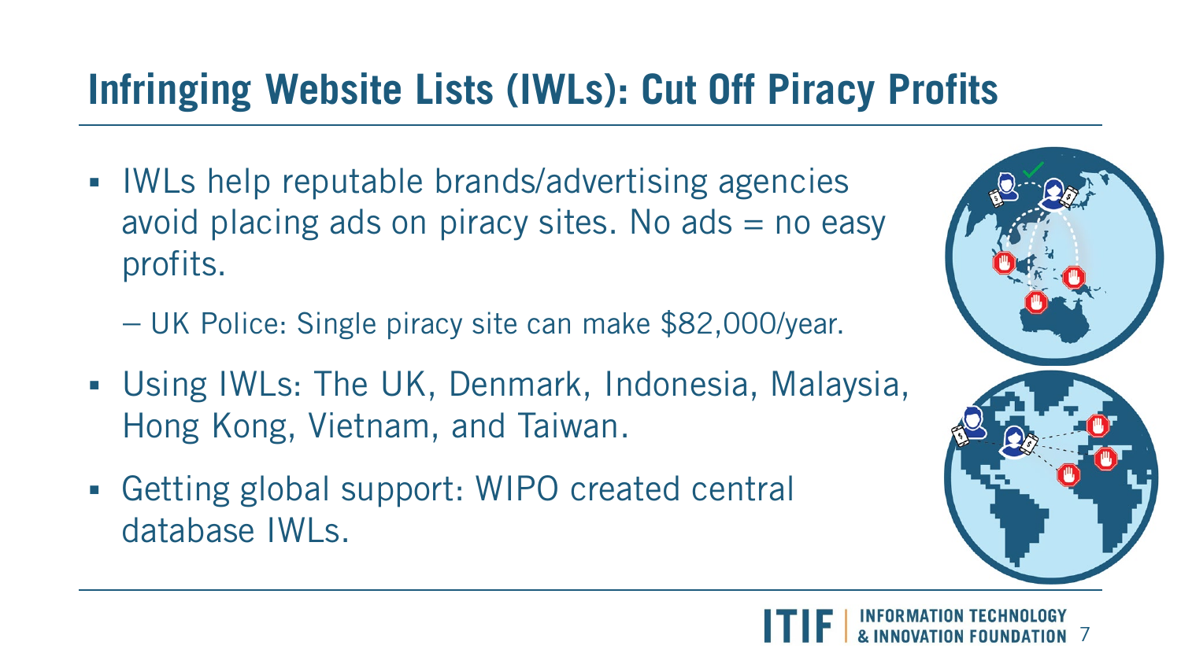# Infringing Website Lists (IWLs): Cut Off Piracy Profits

- IWLs help reputable brands/advertising agencies avoid placing ads on piracy sites. No ads = no easy profits.
  - UK Police: Single piracy site can make $82,000/year.
- Using IWLs: The UK, Denmark, Indonesia, Malaysia, Hong Kong, Vietnam, and Taiwan.
- Getting global support: WIPO created central database IWLs.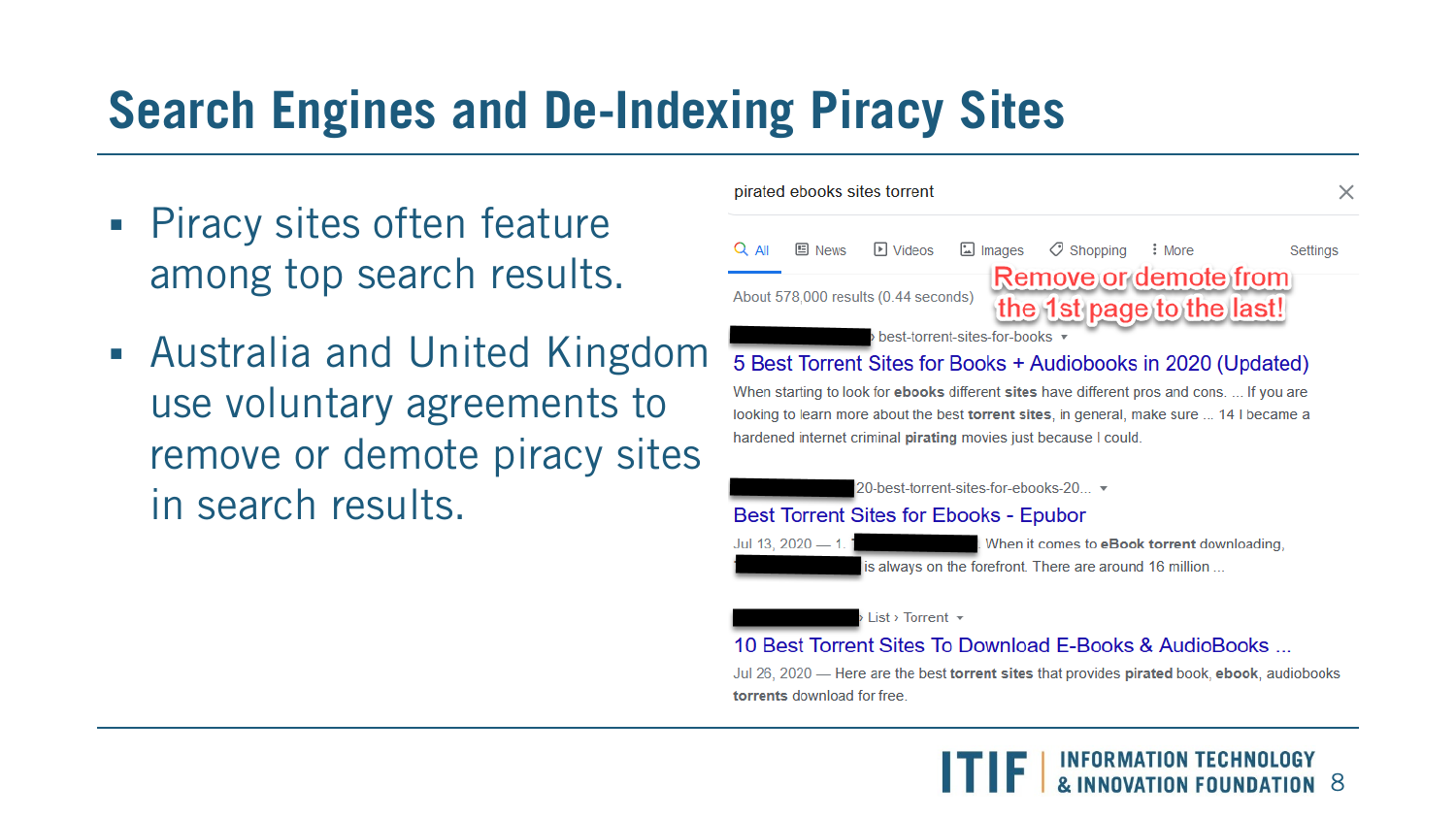# Search Engines and De-Indexing Piracy Sites

- Piracy sites often feature among top search results.
- Australia and United Kingdom use voluntary agreements to remove or demote piracy sites in search results.

pirated ebooks sites torrent

All News Videos Images Shopping More Settings

About 578,000 results (0.44 seconds)

Remove or demote from the 1st page to the last!

› best-torrent-sites-for-books

**5 Best Torrent Sites for Books + Audiobooks in 2020 (Updated)**

When starting to look for **ebooks** different **sites** have different pros and cons. ... If you are looking to learn more about the best **torrent sites**, in general, make sure ... 14 I became a hardened internet criminal **pirating** movies just because I could.

20-best-torrent-sites-for-ebooks-20...

**Best Torrent Sites for Ebooks - Epubor**

Jul 13, 2020 — 1. When it comes to **eBook torrent** downloading, is always on the forefront. There are around 16 million ...

› List › Torrent

**10 Best Torrent Sites To Download E-Books & AudioBooks ...**

Jul 26, 2020 — Here are the best **torrent sites** that provides **pirated** book, **ebook**, audiobooks **torrents** download for free.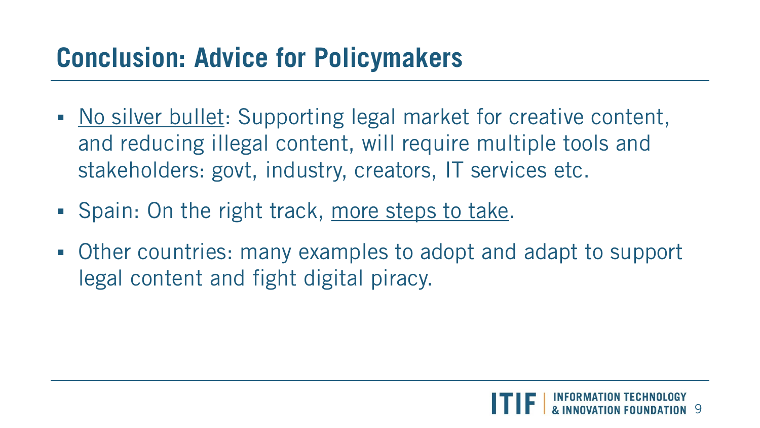# Conclusion: Advice for Policymakers

- No silver bullet: Supporting legal market for creative content, and reducing illegal content, will require multiple tools and stakeholders: govt, industry, creators, IT services etc.
- Spain: On the right track, more steps to take.
- Other countries: many examples to adopt and adapt to support legal content and fight digital piracy.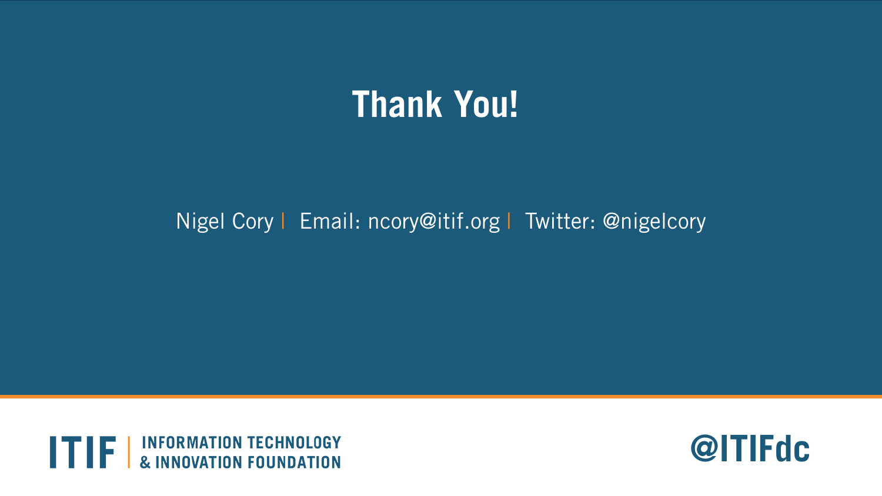# Thank You!

Nigel Cory | Email: ncory@itif.org | Twitter: @nigelcory

ITIF | INFORMATION TECHNOLOGY & INNOVATION FOUNDATION

@ITIFdc